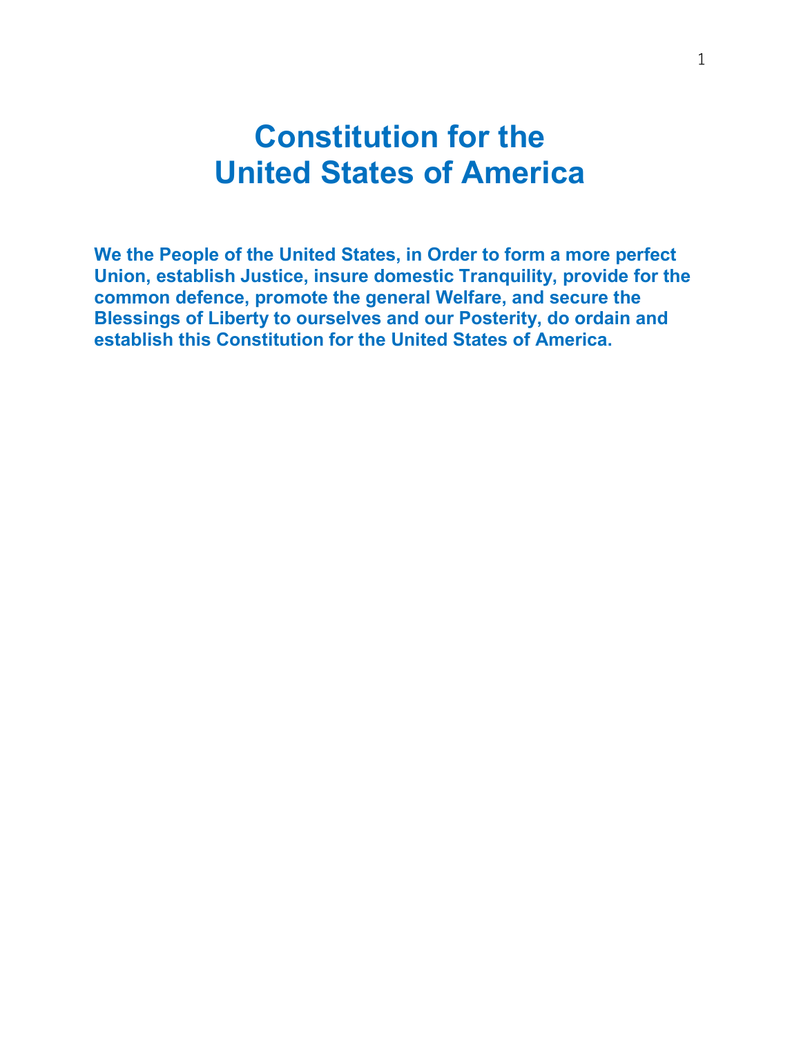# Constitution for the United States of America

**We the People of the United States, in Order to form a more perfect Union, establish Justice, insure domestic Tranquility, provide for the common defence, promote the general Welfare, and secure the Blessings of Liberty to ourselves and our Posterity, do ordain and establish this Constitution for the United States of America.**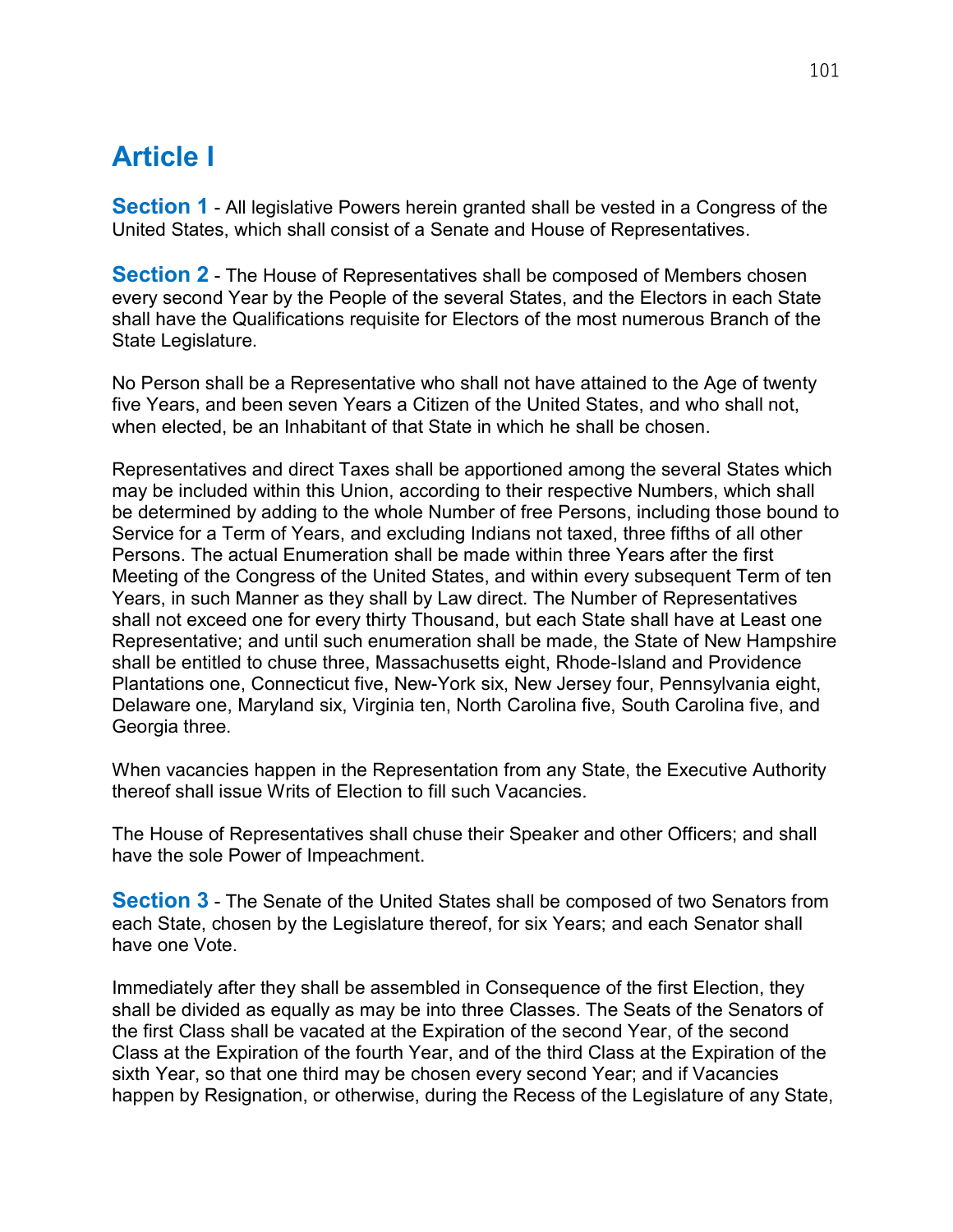# Article I

**Section 1** - All legislative Powers herein granted shall be vested in a Congress of the United States, which shall consist of a Senate and House of Representatives.

**Section 2** - The House of Representatives shall be composed of Members chosen every second Year by the People of the several States, and the Electors in each State shall have the Qualifications requisite for Electors of the most numerous Branch of the State Legislature.

No Person shall be a Representative who shall not have attained to the Age of twenty five Years, and been seven Years a Citizen of the United States, and who shall not, when elected, be an Inhabitant of that State in which he shall be chosen.

Representatives and direct Taxes shall be apportioned among the several States which may be included within this Union, according to their respective Numbers, which shall be determined by adding to the whole Number of free Persons, including those bound to Service for a Term of Years, and excluding Indians not taxed, three fifths of all other Persons. The actual Enumeration shall be made within three Years after the first Meeting of the Congress of the United States, and within every subsequent Term of ten Years, in such Manner as they shall by Law direct. The Number of Representatives shall not exceed one for every thirty Thousand, but each State shall have at Least one Representative; and until such enumeration shall be made, the State of New Hampshire shall be entitled to chuse three, Massachusetts eight, Rhode-Island and Providence Plantations one, Connecticut five, New-York six, New Jersey four, Pennsylvania eight, Delaware one, Maryland six, Virginia ten, North Carolina five, South Carolina five, and Georgia three.

When vacancies happen in the Representation from any State, the Executive Authority thereof shall issue Writs of Election to fill such Vacancies.

The House of Representatives shall chuse their Speaker and other Officers; and shall have the sole Power of Impeachment.

**Section 3** - The Senate of the United States shall be composed of two Senators from each State, chosen by the Legislature thereof, for six Years; and each Senator shall have one Vote.

Immediately after they shall be assembled in Consequence of the first Election, they shall be divided as equally as may be into three Classes. The Seats of the Senators of the first Class shall be vacated at the Expiration of the second Year, of the second Class at the Expiration of the fourth Year, and of the third Class at the Expiration of the sixth Year, so that one third may be chosen every second Year; and if Vacancies happen by Resignation, or otherwise, during the Recess of the Legislature of any State,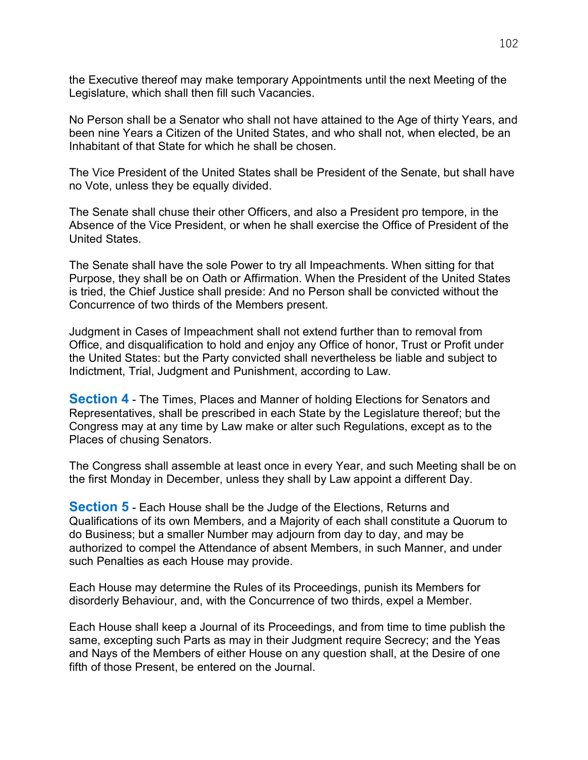the Executive thereof may make temporary Appointments until the next Meeting of the Legislature, which shall then fill such Vacancies.

No Person shall be a Senator who shall not have attained to the Age of thirty Years, and been nine Years a Citizen of the United States, and who shall not, when elected, be an Inhabitant of that State for which he shall be chosen.

The Vice President of the United States shall be President of the Senate, but shall have no Vote, unless they be equally divided.

The Senate shall chuse their other Officers, and also a President pro tempore, in the Absence of the Vice President, or when he shall exercise the Office of President of the United States.

The Senate shall have the sole Power to try all Impeachments. When sitting for that Purpose, they shall be on Oath or Affirmation. When the President of the United States is tried, the Chief Justice shall preside: And no Person shall be convicted without the Concurrence of two thirds of the Members present.

Judgment in Cases of Impeachment shall not extend further than to removal from Office, and disqualification to hold and enjoy any Office of honor, Trust or Profit under the United States: but the Party convicted shall nevertheless be liable and subject to Indictment, Trial, Judgment and Punishment, according to Law.

**Section 4** - The Times, Places and Manner of holding Elections for Senators and Representatives, shall be prescribed in each State by the Legislature thereof; but the Congress may at any time by Law make or alter such Regulations, except as to the Places of chusing Senators.

The Congress shall assemble at least once in every Year, and such Meeting shall be on the first Monday in December, unless they shall by Law appoint a different Day.

**Section 5** - Each House shall be the Judge of the Elections, Returns and Qualifications of its own Members, and a Majority of each shall constitute a Quorum to do Business; but a smaller Number may adjourn from day to day, and may be authorized to compel the Attendance of absent Members, in such Manner, and under such Penalties as each House may provide.

Each House may determine the Rules of its Proceedings, punish its Members for disorderly Behaviour, and, with the Concurrence of two thirds, expel a Member.

Each House shall keep a Journal of its Proceedings, and from time to time publish the same, excepting such Parts as may in their Judgment require Secrecy; and the Yeas and Nays of the Members of either House on any question shall, at the Desire of one fifth of those Present, be entered on the Journal.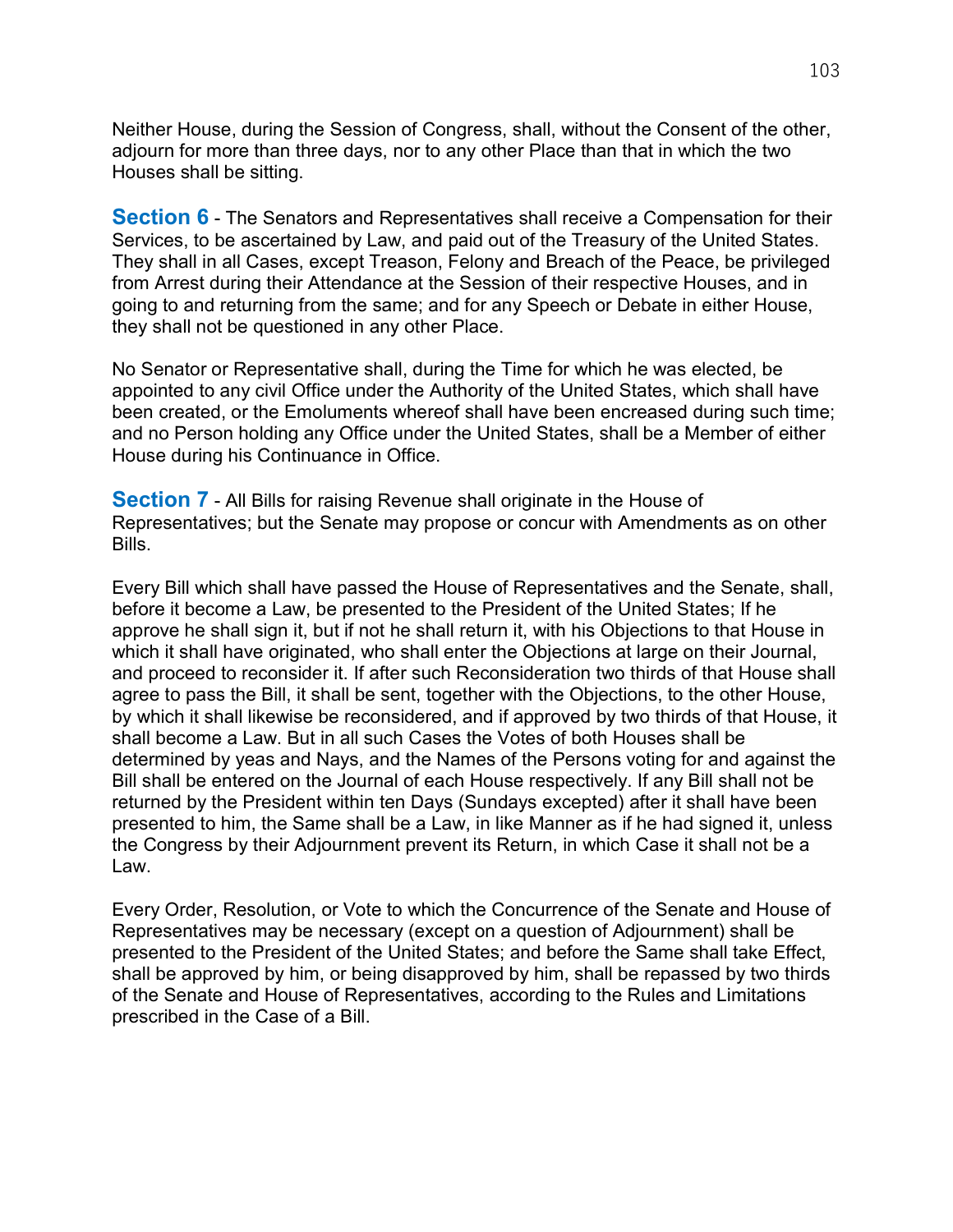Neither House, during the Session of Congress, shall, without the Consent of the other, adjourn for more than three days, nor to any other Place than that in which the two Houses shall be sitting.

**Section 6** - The Senators and Representatives shall receive a Compensation for their Services, to be ascertained by Law, and paid out of the Treasury of the United States. They shall in all Cases, except Treason, Felony and Breach of the Peace, be privileged from Arrest during their Attendance at the Session of their respective Houses, and in going to and returning from the same; and for any Speech or Debate in either House, they shall not be questioned in any other Place.

No Senator or Representative shall, during the Time for which he was elected, be appointed to any civil Office under the Authority of the United States, which shall have been created, or the Emoluments whereof shall have been encreased during such time; and no Person holding any Office under the United States, shall be a Member of either House during his Continuance in Office.

**Section 7** - All Bills for raising Revenue shall originate in the House of Representatives; but the Senate may propose or concur with Amendments as on other Bills.

Every Bill which shall have passed the House of Representatives and the Senate, shall, before it become a Law, be presented to the President of the United States; If he approve he shall sign it, but if not he shall return it, with his Objections to that House in which it shall have originated, who shall enter the Objections at large on their Journal, and proceed to reconsider it. If after such Reconsideration two thirds of that House shall agree to pass the Bill, it shall be sent, together with the Objections, to the other House, by which it shall likewise be reconsidered, and if approved by two thirds of that House, it shall become a Law. But in all such Cases the Votes of both Houses shall be determined by yeas and Nays, and the Names of the Persons voting for and against the Bill shall be entered on the Journal of each House respectively. If any Bill shall not be returned by the President within ten Days (Sundays excepted) after it shall have been presented to him, the Same shall be a Law, in like Manner as if he had signed it, unless the Congress by their Adjournment prevent its Return, in which Case it shall not be a Law.

Every Order, Resolution, or Vote to which the Concurrence of the Senate and House of Representatives may be necessary (except on a question of Adjournment) shall be presented to the President of the United States; and before the Same shall take Effect, shall be approved by him, or being disapproved by him, shall be repassed by two thirds of the Senate and House of Representatives, according to the Rules and Limitations prescribed in the Case of a Bill.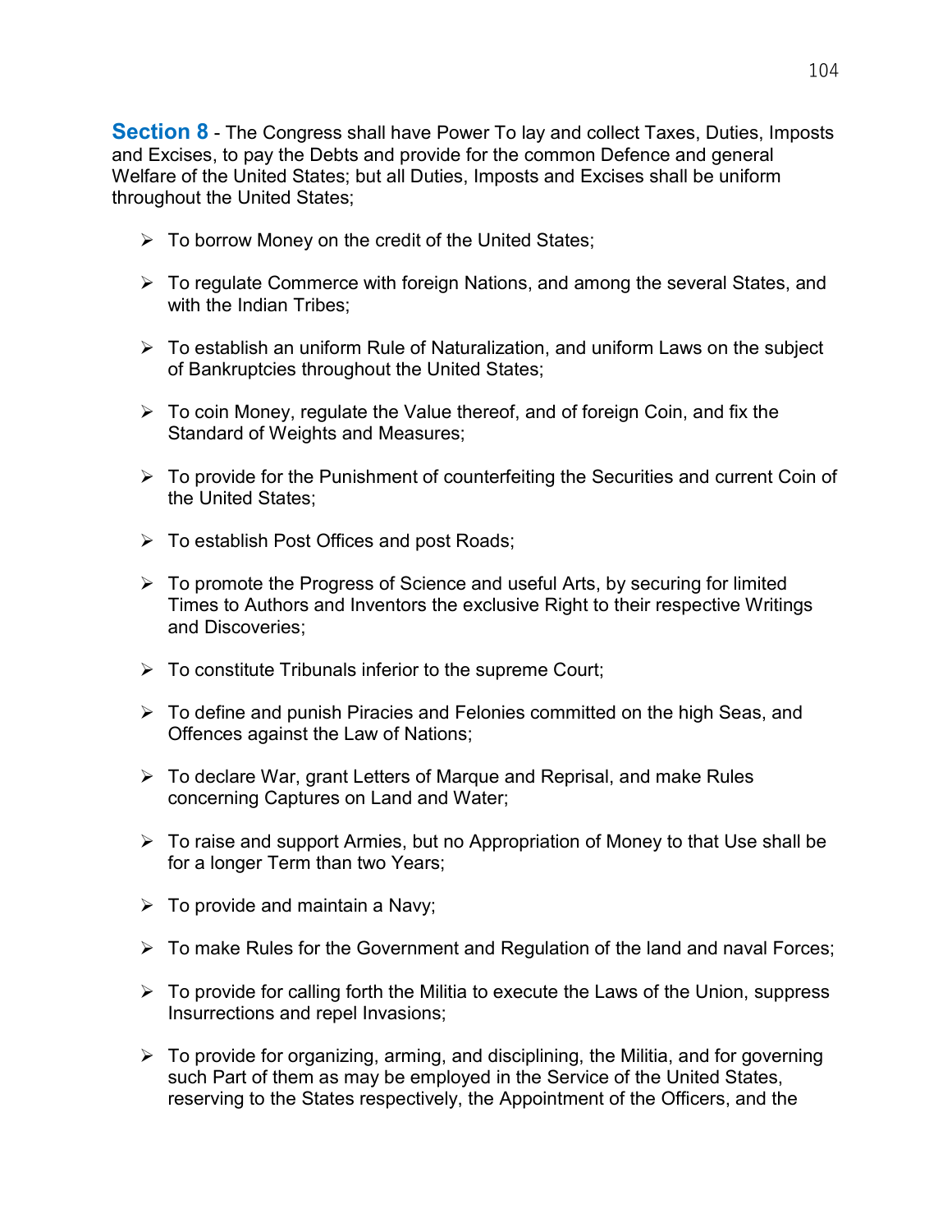**Section 8** - The Congress shall have Power To lay and collect Taxes, Duties, Imposts and Excises, to pay the Debts and provide for the common Defence and general Welfare of the United States; but all Duties, Imposts and Excises shall be uniform throughout the United States;

- To borrow Money on the credit of the United States;
- To regulate Commerce with foreign Nations, and among the several States, and with the Indian Tribes;
- To establish an uniform Rule of Naturalization, and uniform Laws on the subject of Bankruptcies throughout the United States;
- To coin Money, regulate the Value thereof, and of foreign Coin, and fix the Standard of Weights and Measures;
- To provide for the Punishment of counterfeiting the Securities and current Coin of the United States;
- To establish Post Offices and post Roads;
- To promote the Progress of Science and useful Arts, by securing for limited Times to Authors and Inventors the exclusive Right to their respective Writings and Discoveries;
- To constitute Tribunals inferior to the supreme Court;
- To define and punish Piracies and Felonies committed on the high Seas, and Offences against the Law of Nations;
- To declare War, grant Letters of Marque and Reprisal, and make Rules concerning Captures on Land and Water;
- To raise and support Armies, but no Appropriation of Money to that Use shall be for a longer Term than two Years;
- To provide and maintain a Navy;
- To make Rules for the Government and Regulation of the land and naval Forces;
- To provide for calling forth the Militia to execute the Laws of the Union, suppress Insurrections and repel Invasions;
- To provide for organizing, arming, and disciplining, the Militia, and for governing such Part of them as may be employed in the Service of the United States, reserving to the States respectively, the Appointment of the Officers, and the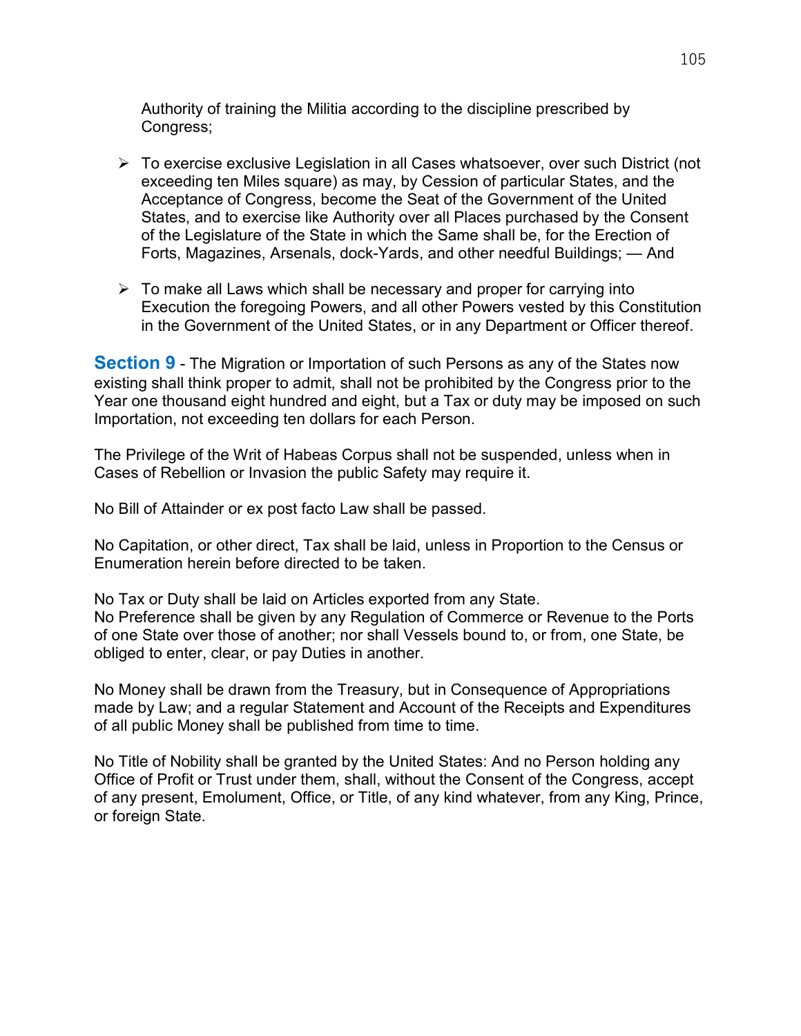Authority of training the Militia according to the discipline prescribed by Congress;

- To exercise exclusive Legislation in all Cases whatsoever, over such District (not exceeding ten Miles square) as may, by Cession of particular States, and the Acceptance of Congress, become the Seat of the Government of the United States, and to exercise like Authority over all Places purchased by the Consent of the Legislature of the State in which the Same shall be, for the Erection of Forts, Magazines, Arsenals, dock-Yards, and other needful Buildings; — And

- To make all Laws which shall be necessary and proper for carrying into Execution the foregoing Powers, and all other Powers vested by this Constitution in the Government of the United States, or in any Department or Officer thereof.

**Section 9** - The Migration or Importation of such Persons as any of the States now existing shall think proper to admit, shall not be prohibited by the Congress prior to the Year one thousand eight hundred and eight, but a Tax or duty may be imposed on such Importation, not exceeding ten dollars for each Person.

The Privilege of the Writ of Habeas Corpus shall not be suspended, unless when in Cases of Rebellion or Invasion the public Safety may require it.

No Bill of Attainder or ex post facto Law shall be passed.

No Capitation, or other direct, Tax shall be laid, unless in Proportion to the Census or Enumeration herein before directed to be taken.

No Tax or Duty shall be laid on Articles exported from any State.
No Preference shall be given by any Regulation of Commerce or Revenue to the Ports of one State over those of another; nor shall Vessels bound to, or from, one State, be obliged to enter, clear, or pay Duties in another.

No Money shall be drawn from the Treasury, but in Consequence of Appropriations made by Law; and a regular Statement and Account of the Receipts and Expenditures of all public Money shall be published from time to time.

No Title of Nobility shall be granted by the United States: And no Person holding any Office of Profit or Trust under them, shall, without the Consent of the Congress, accept of any present, Emolument, Office, or Title, of any kind whatever, from any King, Prince, or foreign State.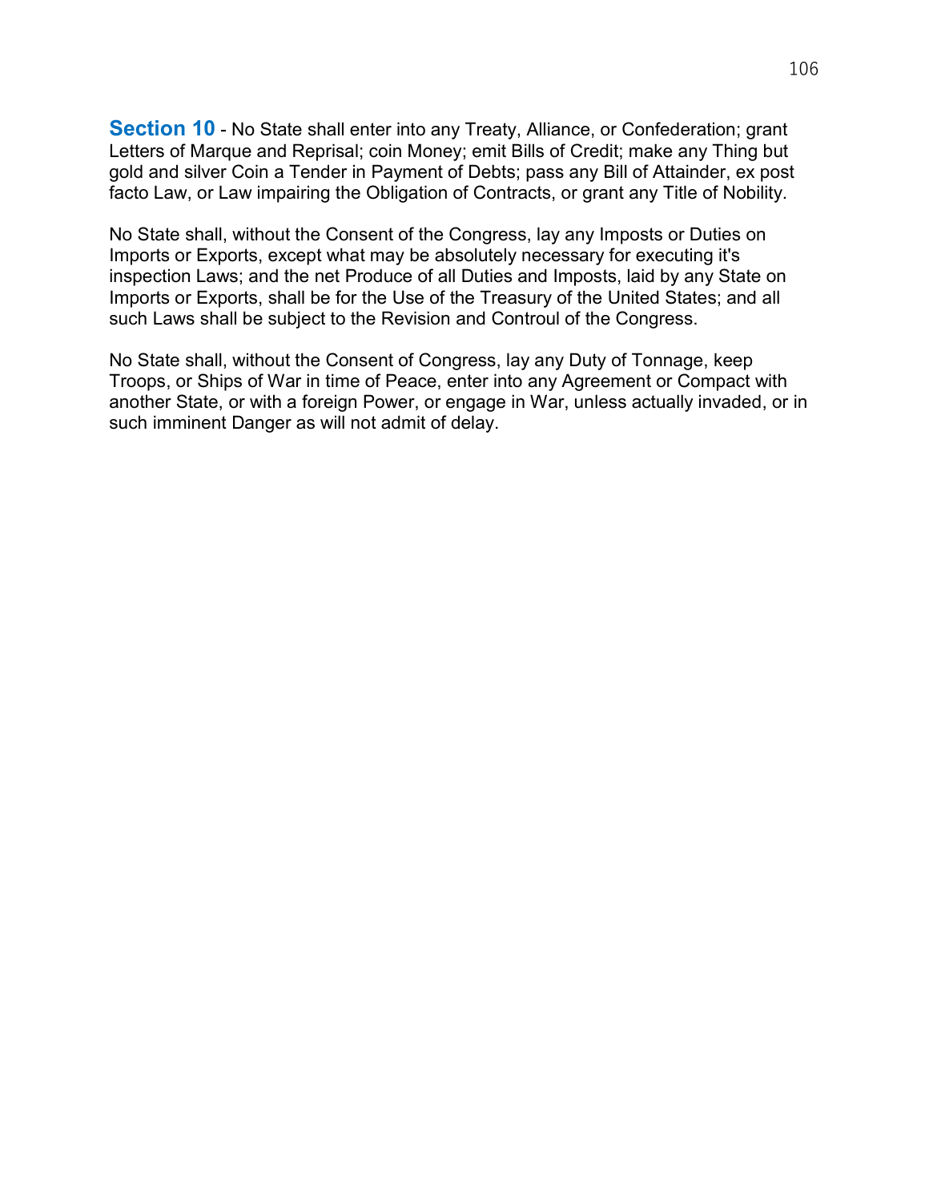**Section 10** - No State shall enter into any Treaty, Alliance, or Confederation; grant Letters of Marque and Reprisal; coin Money; emit Bills of Credit; make any Thing but gold and silver Coin a Tender in Payment of Debts; pass any Bill of Attainder, ex post facto Law, or Law impairing the Obligation of Contracts, or grant any Title of Nobility.

No State shall, without the Consent of the Congress, lay any Imposts or Duties on Imports or Exports, except what may be absolutely necessary for executing it's inspection Laws; and the net Produce of all Duties and Imposts, laid by any State on Imports or Exports, shall be for the Use of the Treasury of the United States; and all such Laws shall be subject to the Revision and Controul of the Congress.

No State shall, without the Consent of Congress, lay any Duty of Tonnage, keep Troops, or Ships of War in time of Peace, enter into any Agreement or Compact with another State, or with a foreign Power, or engage in War, unless actually invaded, or in such imminent Danger as will not admit of delay.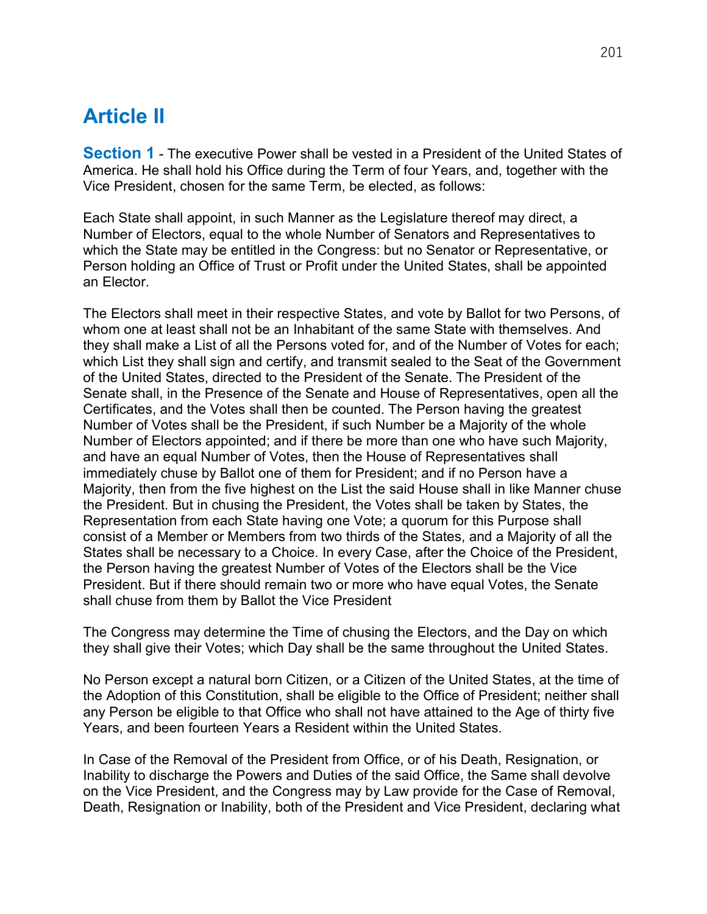## Article II

**Section 1** - The executive Power shall be vested in a President of the United States of America. He shall hold his Office during the Term of four Years, and, together with the Vice President, chosen for the same Term, be elected, as follows:

Each State shall appoint, in such Manner as the Legislature thereof may direct, a Number of Electors, equal to the whole Number of Senators and Representatives to which the State may be entitled in the Congress: but no Senator or Representative, or Person holding an Office of Trust or Profit under the United States, shall be appointed an Elector.

The Electors shall meet in their respective States, and vote by Ballot for two Persons, of whom one at least shall not be an Inhabitant of the same State with themselves. And they shall make a List of all the Persons voted for, and of the Number of Votes for each; which List they shall sign and certify, and transmit sealed to the Seat of the Government of the United States, directed to the President of the Senate. The President of the Senate shall, in the Presence of the Senate and House of Representatives, open all the Certificates, and the Votes shall then be counted. The Person having the greatest Number of Votes shall be the President, if such Number be a Majority of the whole Number of Electors appointed; and if there be more than one who have such Majority, and have an equal Number of Votes, then the House of Representatives shall immediately chuse by Ballot one of them for President; and if no Person have a Majority, then from the five highest on the List the said House shall in like Manner chuse the President. But in chusing the President, the Votes shall be taken by States, the Representation from each State having one Vote; a quorum for this Purpose shall consist of a Member or Members from two thirds of the States, and a Majority of all the States shall be necessary to a Choice. In every Case, after the Choice of the President, the Person having the greatest Number of Votes of the Electors shall be the Vice President. But if there should remain two or more who have equal Votes, the Senate shall chuse from them by Ballot the Vice President

The Congress may determine the Time of chusing the Electors, and the Day on which they shall give their Votes; which Day shall be the same throughout the United States.

No Person except a natural born Citizen, or a Citizen of the United States, at the time of the Adoption of this Constitution, shall be eligible to the Office of President; neither shall any Person be eligible to that Office who shall not have attained to the Age of thirty five Years, and been fourteen Years a Resident within the United States.

In Case of the Removal of the President from Office, or of his Death, Resignation, or Inability to discharge the Powers and Duties of the said Office, the Same shall devolve on the Vice President, and the Congress may by Law provide for the Case of Removal, Death, Resignation or Inability, both of the President and Vice President, declaring what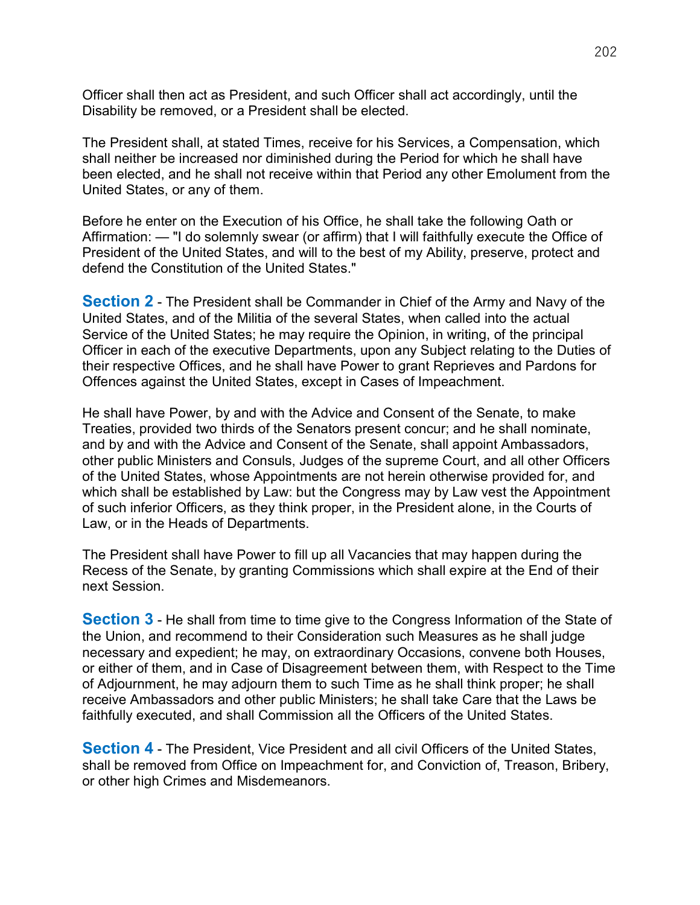Officer shall then act as President, and such Officer shall act accordingly, until the Disability be removed, or a President shall be elected.

The President shall, at stated Times, receive for his Services, a Compensation, which shall neither be increased nor diminished during the Period for which he shall have been elected, and he shall not receive within that Period any other Emolument from the United States, or any of them.

Before he enter on the Execution of his Office, he shall take the following Oath or Affirmation: — "I do solemnly swear (or affirm) that I will faithfully execute the Office of President of the United States, and will to the best of my Ability, preserve, protect and defend the Constitution of the United States."

**Section 2** - The President shall be Commander in Chief of the Army and Navy of the United States, and of the Militia of the several States, when called into the actual Service of the United States; he may require the Opinion, in writing, of the principal Officer in each of the executive Departments, upon any Subject relating to the Duties of their respective Offices, and he shall have Power to grant Reprieves and Pardons for Offences against the United States, except in Cases of Impeachment.

He shall have Power, by and with the Advice and Consent of the Senate, to make Treaties, provided two thirds of the Senators present concur; and he shall nominate, and by and with the Advice and Consent of the Senate, shall appoint Ambassadors, other public Ministers and Consuls, Judges of the supreme Court, and all other Officers of the United States, whose Appointments are not herein otherwise provided for, and which shall be established by Law: but the Congress may by Law vest the Appointment of such inferior Officers, as they think proper, in the President alone, in the Courts of Law, or in the Heads of Departments.

The President shall have Power to fill up all Vacancies that may happen during the Recess of the Senate, by granting Commissions which shall expire at the End of their next Session.

**Section 3** - He shall from time to time give to the Congress Information of the State of the Union, and recommend to their Consideration such Measures as he shall judge necessary and expedient; he may, on extraordinary Occasions, convene both Houses, or either of them, and in Case of Disagreement between them, with Respect to the Time of Adjournment, he may adjourn them to such Time as he shall think proper; he shall receive Ambassadors and other public Ministers; he shall take Care that the Laws be faithfully executed, and shall Commission all the Officers of the United States.

**Section 4** - The President, Vice President and all civil Officers of the United States, shall be removed from Office on Impeachment for, and Conviction of, Treason, Bribery, or other high Crimes and Misdemeanors.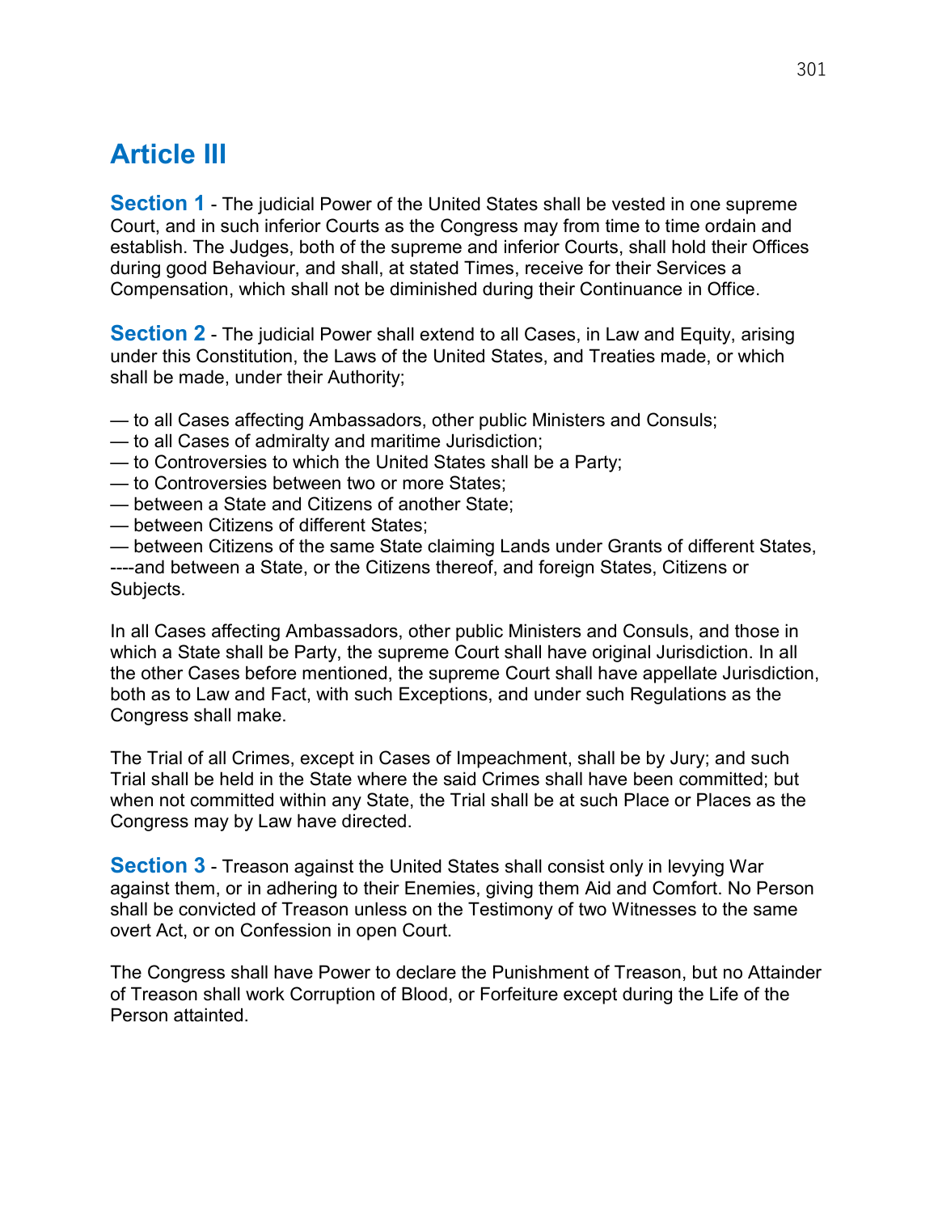# Article III

**Section 1** - The judicial Power of the United States shall be vested in one supreme Court, and in such inferior Courts as the Congress may from time to time ordain and establish. The Judges, both of the supreme and inferior Courts, shall hold their Offices during good Behaviour, and shall, at stated Times, receive for their Services a Compensation, which shall not be diminished during their Continuance in Office.

**Section 2** - The judicial Power shall extend to all Cases, in Law and Equity, arising under this Constitution, the Laws of the United States, and Treaties made, or which shall be made, under their Authority;

— to all Cases affecting Ambassadors, other public Ministers and Consuls;
— to all Cases of admiralty and maritime Jurisdiction;
— to Controversies to which the United States shall be a Party;
— to Controversies between two or more States;
— between a State and Citizens of another State;
— between Citizens of different States;
— between Citizens of the same State claiming Lands under Grants of different States,
----and between a State, or the Citizens thereof, and foreign States, Citizens or Subjects.

In all Cases affecting Ambassadors, other public Ministers and Consuls, and those in which a State shall be Party, the supreme Court shall have original Jurisdiction. In all the other Cases before mentioned, the supreme Court shall have appellate Jurisdiction, both as to Law and Fact, with such Exceptions, and under such Regulations as the Congress shall make.

The Trial of all Crimes, except in Cases of Impeachment, shall be by Jury; and such Trial shall be held in the State where the said Crimes shall have been committed; but when not committed within any State, the Trial shall be at such Place or Places as the Congress may by Law have directed.

**Section 3** - Treason against the United States shall consist only in levying War against them, or in adhering to their Enemies, giving them Aid and Comfort. No Person shall be convicted of Treason unless on the Testimony of two Witnesses to the same overt Act, or on Confession in open Court.

The Congress shall have Power to declare the Punishment of Treason, but no Attainder of Treason shall work Corruption of Blood, or Forfeiture except during the Life of the Person attainted.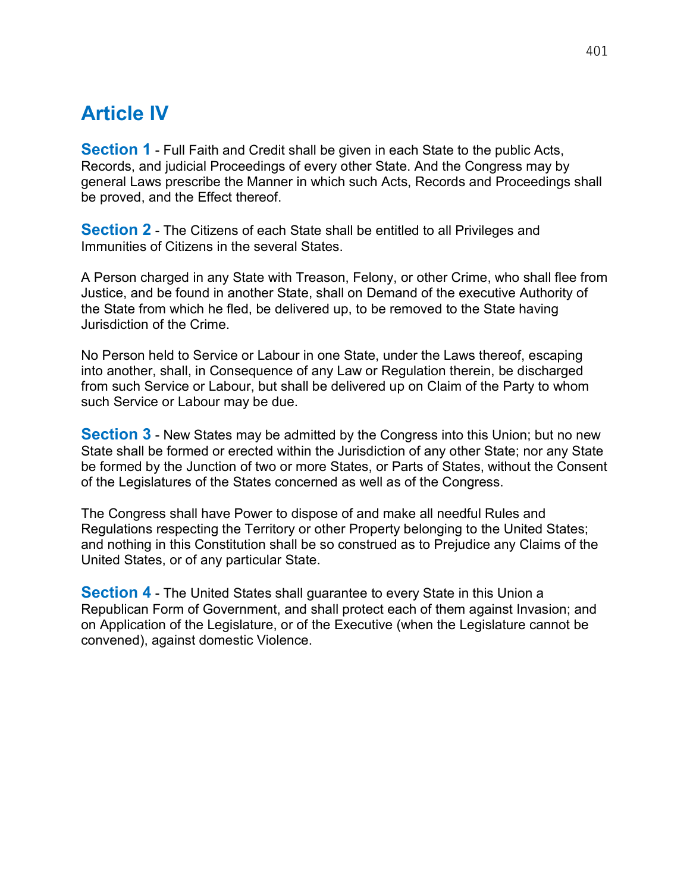# Article IV

**Section 1** - Full Faith and Credit shall be given in each State to the public Acts, Records, and judicial Proceedings of every other State. And the Congress may by general Laws prescribe the Manner in which such Acts, Records and Proceedings shall be proved, and the Effect thereof.

**Section 2** - The Citizens of each State shall be entitled to all Privileges and Immunities of Citizens in the several States.

A Person charged in any State with Treason, Felony, or other Crime, who shall flee from Justice, and be found in another State, shall on Demand of the executive Authority of the State from which he fled, be delivered up, to be removed to the State having Jurisdiction of the Crime.

No Person held to Service or Labour in one State, under the Laws thereof, escaping into another, shall, in Consequence of any Law or Regulation therein, be discharged from such Service or Labour, but shall be delivered up on Claim of the Party to whom such Service or Labour may be due.

**Section 3** - New States may be admitted by the Congress into this Union; but no new State shall be formed or erected within the Jurisdiction of any other State; nor any State be formed by the Junction of two or more States, or Parts of States, without the Consent of the Legislatures of the States concerned as well as of the Congress.

The Congress shall have Power to dispose of and make all needful Rules and Regulations respecting the Territory or other Property belonging to the United States; and nothing in this Constitution shall be so construed as to Prejudice any Claims of the United States, or of any particular State.

**Section 4** - The United States shall guarantee to every State in this Union a Republican Form of Government, and shall protect each of them against Invasion; and on Application of the Legislature, or of the Executive (when the Legislature cannot be convened), against domestic Violence.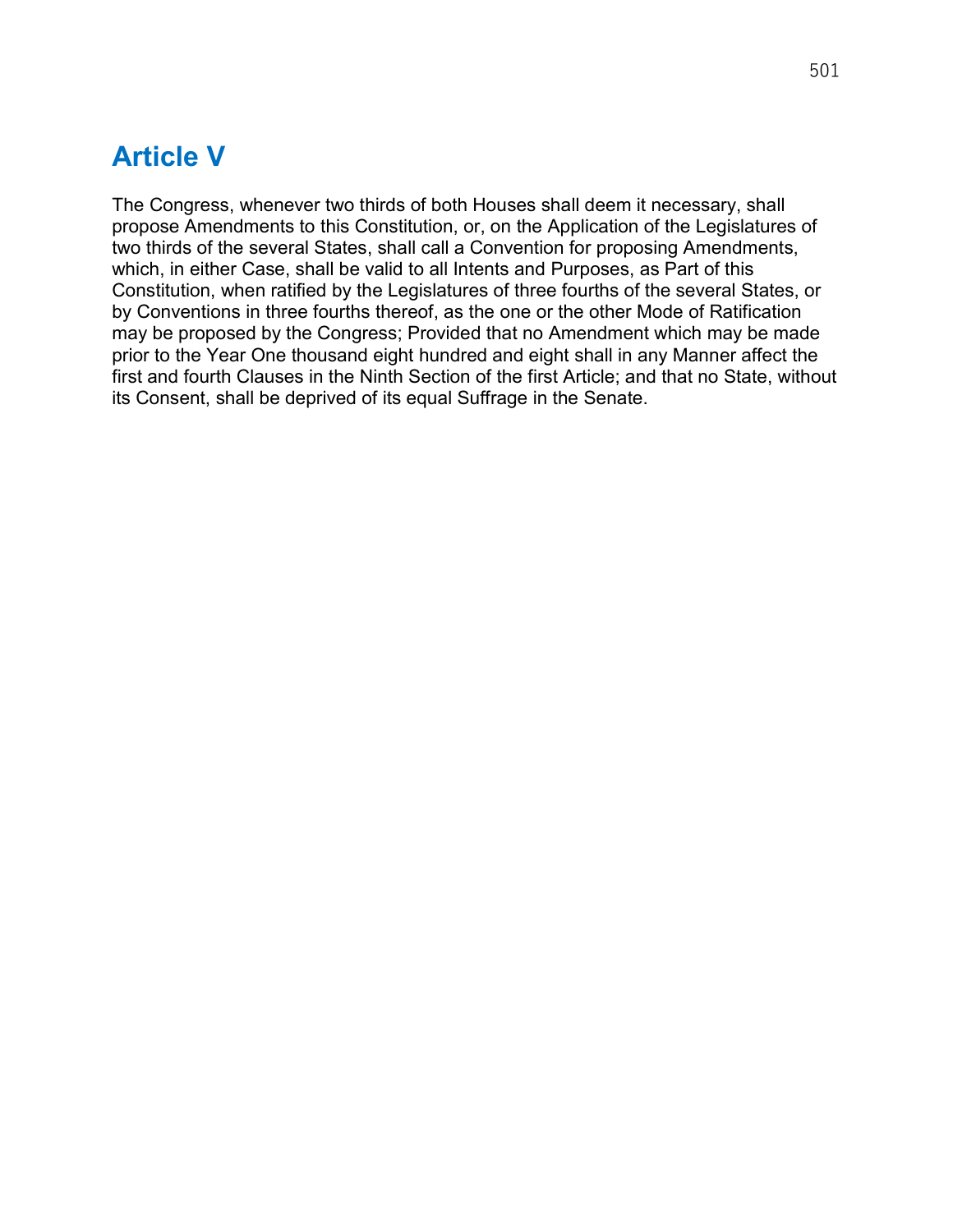# Article V

The Congress, whenever two thirds of both Houses shall deem it necessary, shall propose Amendments to this Constitution, or, on the Application of the Legislatures of two thirds of the several States, shall call a Convention for proposing Amendments, which, in either Case, shall be valid to all Intents and Purposes, as Part of this Constitution, when ratified by the Legislatures of three fourths of the several States, or by Conventions in three fourths thereof, as the one or the other Mode of Ratification may be proposed by the Congress; Provided that no Amendment which may be made prior to the Year One thousand eight hundred and eight shall in any Manner affect the first and fourth Clauses in the Ninth Section of the first Article; and that no State, without its Consent, shall be deprived of its equal Suffrage in the Senate.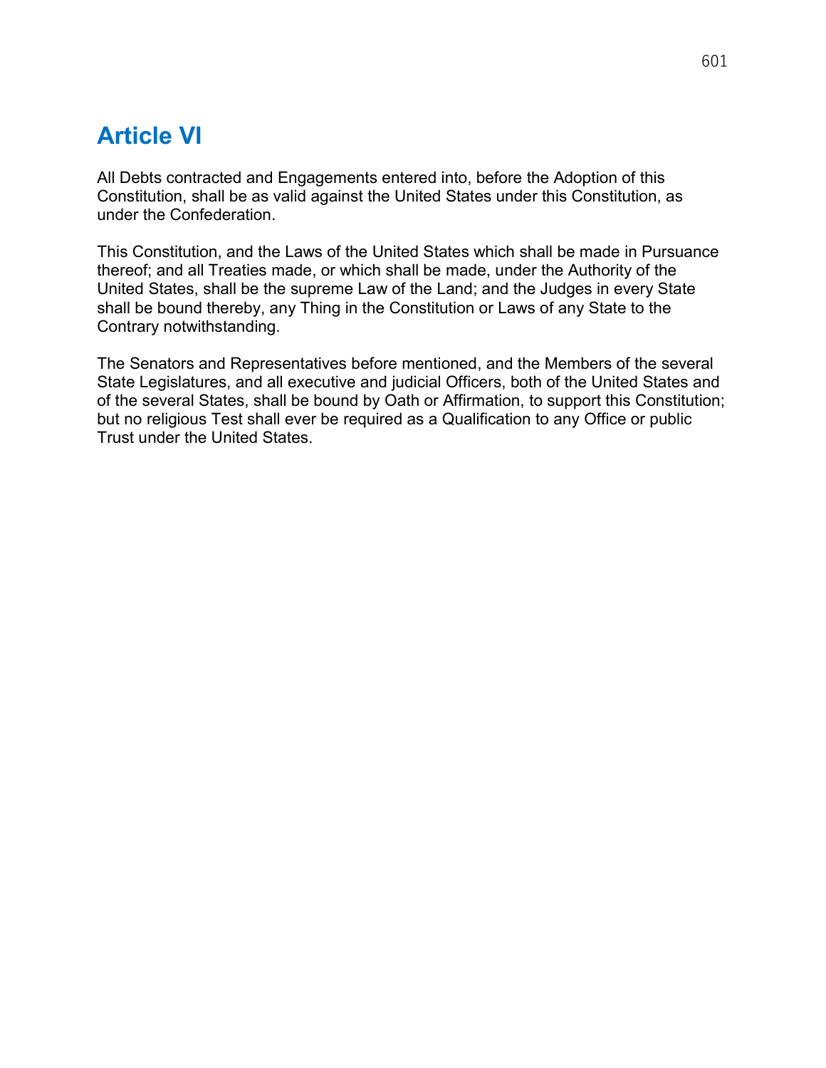# Article VI

All Debts contracted and Engagements entered into, before the Adoption of this Constitution, shall be as valid against the United States under this Constitution, as under the Confederation.

This Constitution, and the Laws of the United States which shall be made in Pursuance thereof; and all Treaties made, or which shall be made, under the Authority of the United States, shall be the supreme Law of the Land; and the Judges in every State shall be bound thereby, any Thing in the Constitution or Laws of any State to the Contrary notwithstanding.

The Senators and Representatives before mentioned, and the Members of the several State Legislatures, and all executive and judicial Officers, both of the United States and of the several States, shall be bound by Oath or Affirmation, to support this Constitution; but no religious Test shall ever be required as a Qualification to any Office or public Trust under the United States.